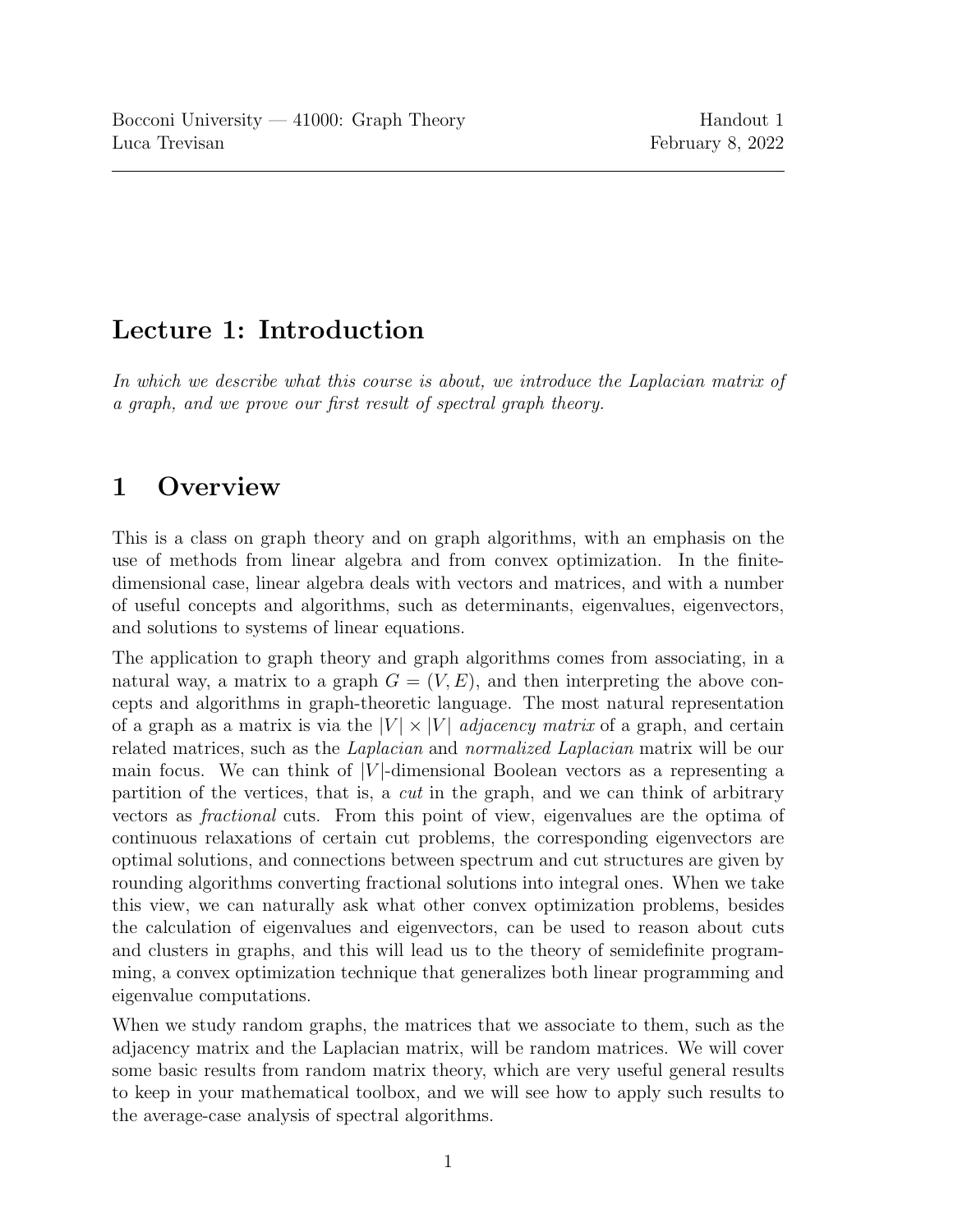Bocconi University — 41000: Graph Theory
Luca Trevisan

Handout 1
February 8, 2022

# Lecture 1: Introduction

*In which we describe what this course is about, we introduce the Laplacian matrix of a graph, and we prove our first result of spectral graph theory.*

## 1 Overview

This is a class on graph theory and on graph algorithms, with an emphasis on the use of methods from linear algebra and from convex optimization. In the finite-dimensional case, linear algebra deals with vectors and matrices, and with a number of useful concepts and algorithms, such as determinants, eigenvalues, eigenvectors, and solutions to systems of linear equations.

The application to graph theory and graph algorithms comes from associating, in a natural way, a matrix to a graph $G = (V, E)$, and then interpreting the above concepts and algorithms in graph-theoretic language. The most natural representation of a graph as a matrix is via the $|V| \times |V|$ *adjacency matrix* of a graph, and certain related matrices, such as the *Laplacian* and *normalized Laplacian* matrix will be our main focus. We can think of $|V|$-dimensional Boolean vectors as a representing a partition of the vertices, that is, a *cut* in the graph, and we can think of arbitrary vectors as *fractional* cuts. From this point of view, eigenvalues are the optima of continuous relaxations of certain cut problems, the corresponding eigenvectors are optimal solutions, and connections between spectrum and cut structures are given by rounding algorithms converting fractional solutions into integral ones. When we take this view, we can naturally ask what other convex optimization problems, besides the calculation of eigenvalues and eigenvectors, can be used to reason about cuts and clusters in graphs, and this will lead us to the theory of semidefinite programming, a convex optimization technique that generalizes both linear programming and eigenvalue computations.

When we study random graphs, the matrices that we associate to them, such as the adjacency matrix and the Laplacian matrix, will be random matrices. We will cover some basic results from random matrix theory, which are very useful general results to keep in your mathematical toolbox, and we will see how to apply such results to the average-case analysis of spectral algorithms.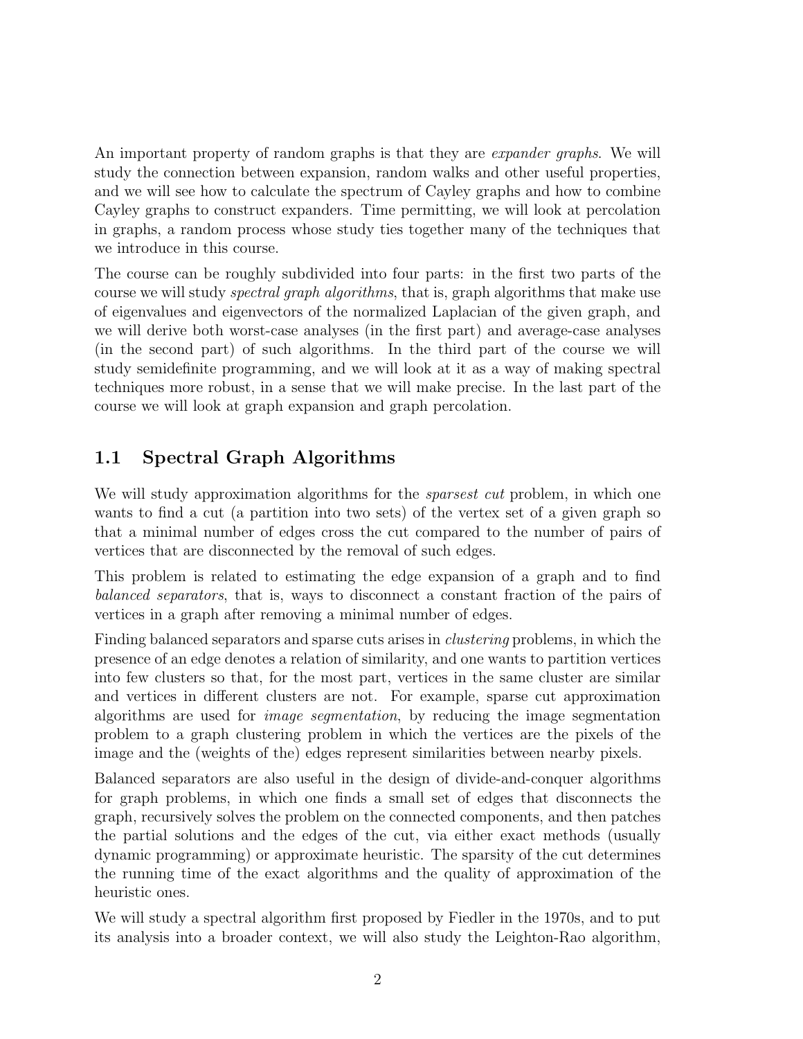An important property of random graphs is that they are *expander graphs*. We will study the connection between expansion, random walks and other useful properties, and we will see how to calculate the spectrum of Cayley graphs and how to combine Cayley graphs to construct expanders. Time permitting, we will look at percolation in graphs, a random process whose study ties together many of the techniques that we introduce in this course.

The course can be roughly subdivided into four parts: in the first two parts of the course we will study *spectral graph algorithms*, that is, graph algorithms that make use of eigenvalues and eigenvectors of the normalized Laplacian of the given graph, and we will derive both worst-case analyses (in the first part) and average-case analyses (in the second part) of such algorithms. In the third part of the course we will study semidefinite programming, and we will look at it as a way of making spectral techniques more robust, in a sense that we will make precise. In the last part of the course we will look at graph expansion and graph percolation.

## 1.1 Spectral Graph Algorithms

We will study approximation algorithms for the *sparsest cut* problem, in which one wants to find a cut (a partition into two sets) of the vertex set of a given graph so that a minimal number of edges cross the cut compared to the number of pairs of vertices that are disconnected by the removal of such edges.

This problem is related to estimating the edge expansion of a graph and to find *balanced separators*, that is, ways to disconnect a constant fraction of the pairs of vertices in a graph after removing a minimal number of edges.

Finding balanced separators and sparse cuts arises in *clustering* problems, in which the presence of an edge denotes a relation of similarity, and one wants to partition vertices into few clusters so that, for the most part, vertices in the same cluster are similar and vertices in different clusters are not. For example, sparse cut approximation algorithms are used for *image segmentation*, by reducing the image segmentation problem to a graph clustering problem in which the vertices are the pixels of the image and the (weights of the) edges represent similarities between nearby pixels.

Balanced separators are also useful in the design of divide-and-conquer algorithms for graph problems, in which one finds a small set of edges that disconnects the graph, recursively solves the problem on the connected components, and then patches the partial solutions and the edges of the cut, via either exact methods (usually dynamic programming) or approximate heuristic. The sparsity of the cut determines the running time of the exact algorithms and the quality of approximation of the heuristic ones.

We will study a spectral algorithm first proposed by Fiedler in the 1970s, and to put its analysis into a broader context, we will also study the Leighton-Rao algorithm,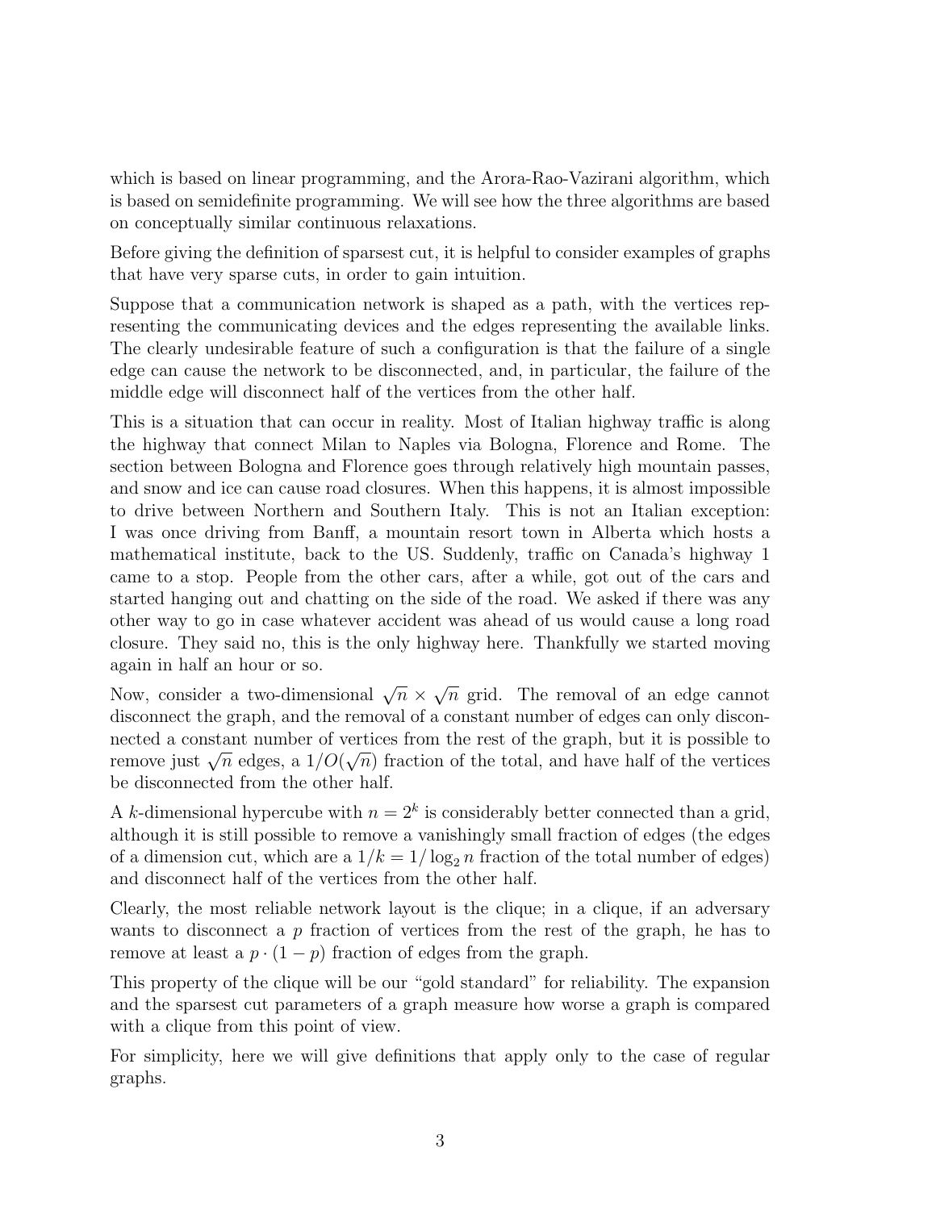which is based on linear programming, and the Arora-Rao-Vazirani algorithm, which is based on semidefinite programming. We will see how the three algorithms are based on conceptually similar continuous relaxations.

Before giving the definition of sparsest cut, it is helpful to consider examples of graphs that have very sparse cuts, in order to gain intuition.

Suppose that a communication network is shaped as a path, with the vertices representing the communicating devices and the edges representing the available links. The clearly undesirable feature of such a configuration is that the failure of a single edge can cause the network to be disconnected, and, in particular, the failure of the middle edge will disconnect half of the vertices from the other half.

This is a situation that can occur in reality. Most of Italian highway traffic is along the highway that connect Milan to Naples via Bologna, Florence and Rome. The section between Bologna and Florence goes through relatively high mountain passes, and snow and ice can cause road closures. When this happens, it is almost impossible to drive between Northern and Southern Italy. This is not an Italian exception: I was once driving from Banff, a mountain resort town in Alberta which hosts a mathematical institute, back to the US. Suddenly, traffic on Canada's highway 1 came to a stop. People from the other cars, after a while, got out of the cars and started hanging out and chatting on the side of the road. We asked if there was any other way to go in case whatever accident was ahead of us would cause a long road closure. They said no, this is the only highway here. Thankfully we started moving again in half an hour or so.

Now, consider a two-dimensional $\sqrt{n} \times \sqrt{n}$ grid. The removal of an edge cannot disconnect the graph, and the removal of a constant number of edges can only disconnected a constant number of vertices from the rest of the graph, but it is possible to remove just $\sqrt{n}$ edges, a $1/O(\sqrt{n})$ fraction of the total, and have half of the vertices be disconnected from the other half.

A $k$-dimensional hypercube with $n = 2^k$ is considerably better connected than a grid, although it is still possible to remove a vanishingly small fraction of edges (the edges of a dimension cut, which are a $1/k = 1/\log_2 n$ fraction of the total number of edges) and disconnect half of the vertices from the other half.

Clearly, the most reliable network layout is the clique; in a clique, if an adversary wants to disconnect a $p$ fraction of vertices from the rest of the graph, he has to remove at least a $p \cdot (1 - p)$ fraction of edges from the graph.

This property of the clique will be our "gold standard" for reliability. The expansion and the sparsest cut parameters of a graph measure how worse a graph is compared with a clique from this point of view.

For simplicity, here we will give definitions that apply only to the case of regular graphs.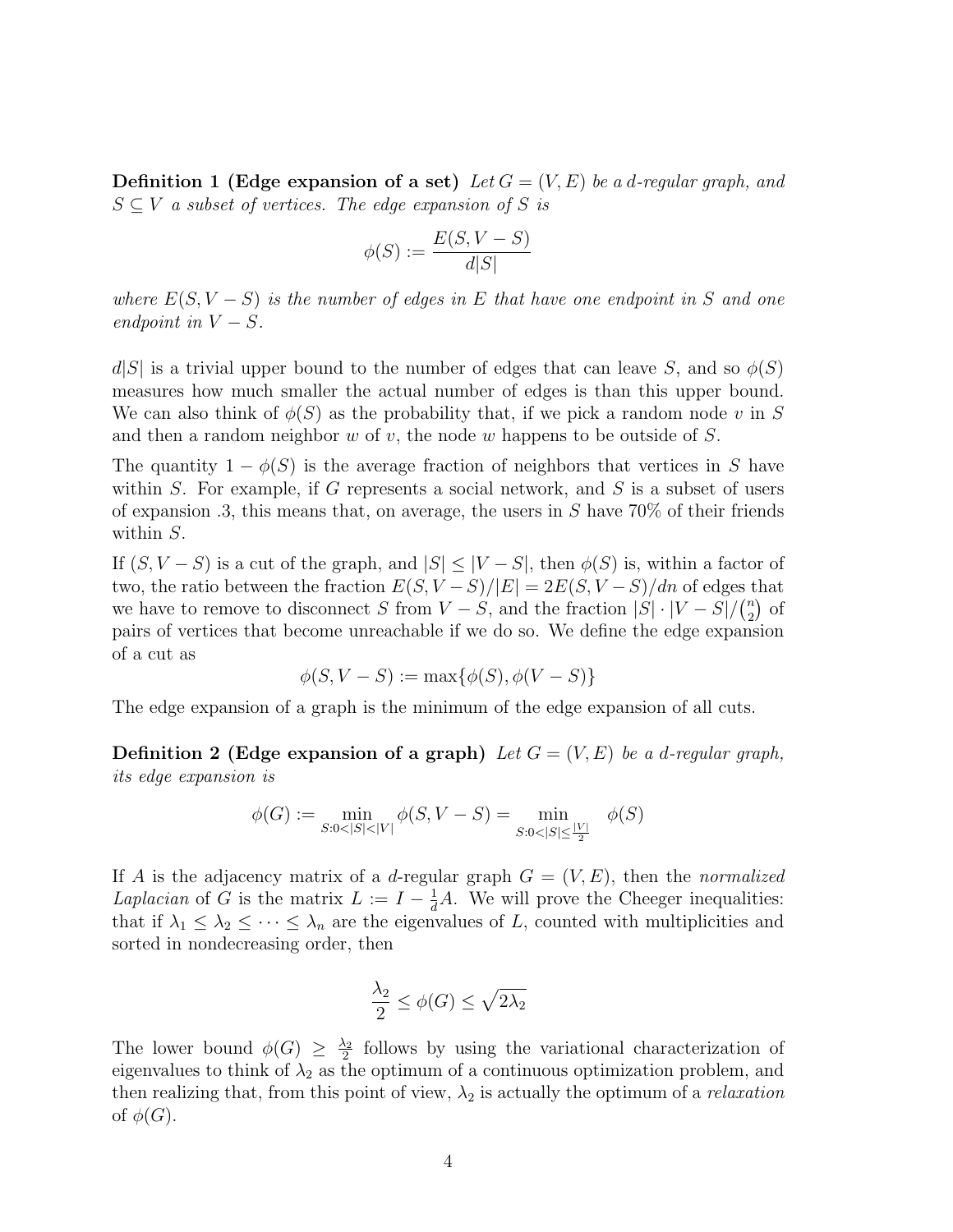**Definition 1 (Edge expansion of a set)** *Let $G = (V, E)$ be a $d$-regular graph, and $S \subseteq V$ a subset of vertices. The edge expansion of $S$ is*

$$\phi(S) := \frac{E(S, V - S)}{d|S|}$$

*where $E(S, V - S)$ is the number of edges in $E$ that have one endpoint in $S$ and one endpoint in $V - S$.*

$d|S|$ is a trivial upper bound to the number of edges that can leave $S$, and so $\phi(S)$ measures how much smaller the actual number of edges is than this upper bound. We can also think of $\phi(S)$ as the probability that, if we pick a random node $v$ in $S$ and then a random neighbor $w$ of $v$, the node $w$ happens to be outside of $S$.

The quantity $1 - \phi(S)$ is the average fraction of neighbors that vertices in $S$ have within $S$. For example, if $G$ represents a social network, and $S$ is a subset of users of expansion .3, this means that, on average, the users in $S$ have 70% of their friends within $S$.

If $(S, V - S)$ is a cut of the graph, and $|S| \leq |V - S|$, then $\phi(S)$ is, within a factor of two, the ratio between the fraction $E(S, V - S)/|E| = 2E(S, V - S)/dn$ of edges that we have to remove to disconnect $S$ from $V - S$, and the fraction $|S| \cdot |V - S|/\binom{n}{2}$ of pairs of vertices that become unreachable if we do so. We define the edge expansion of a cut as

$$\phi(S, V - S) := \max\{\phi(S), \phi(V - S)\}$$

The edge expansion of a graph is the minimum of the edge expansion of all cuts.

**Definition 2 (Edge expansion of a graph)** *Let $G = (V, E)$ be a $d$-regular graph, its edge expansion is*

$$\phi(G) := \min_{S:0<|S|<|V|} \phi(S, V - S) = \min_{S:0<|S|\leq \frac{|V|}{2}} \phi(S)$$

If $A$ is the adjacency matrix of a $d$-regular graph $G = (V, E)$, then the *normalized Laplacian* of $G$ is the matrix $L := I - \frac{1}{d}A$. We will prove the Cheeger inequalities: that if $\lambda_1 \leq \lambda_2 \leq \cdots \leq \lambda_n$ are the eigenvalues of $L$, counted with multiplicities and sorted in nondecreasing order, then

$$\frac{\lambda_2}{2} \leq \phi(G) \leq \sqrt{2\lambda_2}$$

The lower bound $\phi(G) \geq \frac{\lambda_2}{2}$ follows by using the variational characterization of eigenvalues to think of $\lambda_2$ as the optimum of a continuous optimization problem, and then realizing that, from this point of view, $\lambda_2$ is actually the optimum of a *relaxation* of $\phi(G)$.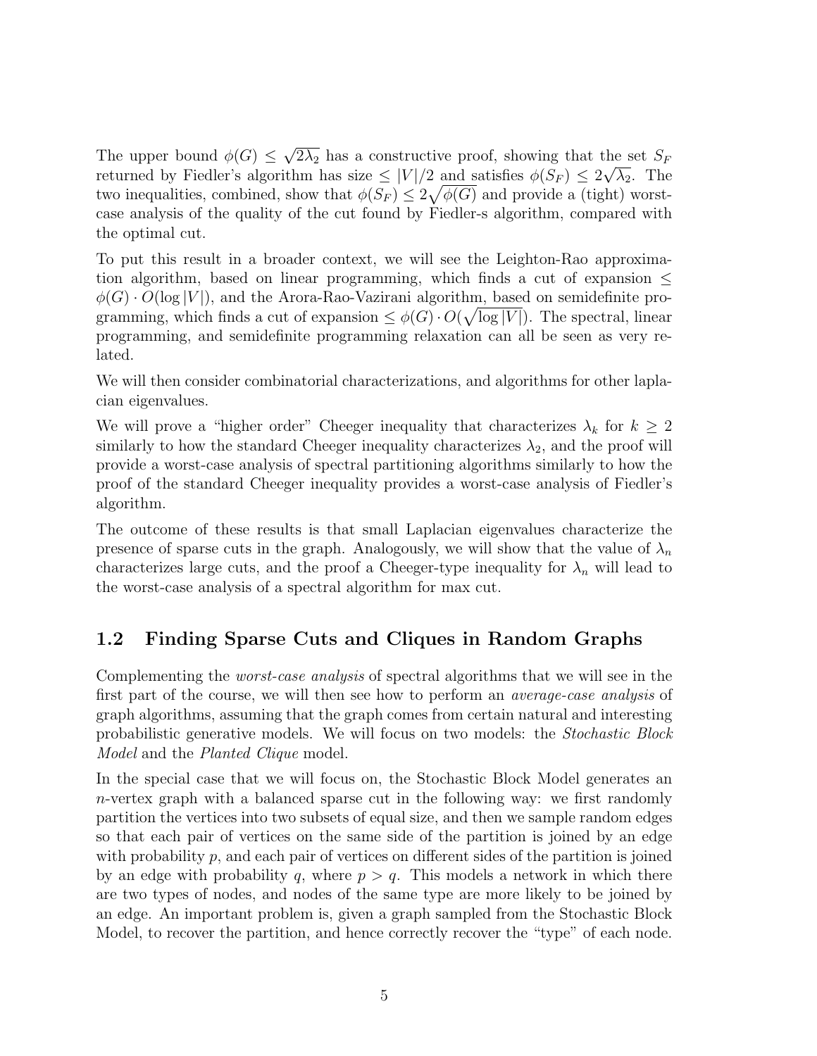The upper bound $\phi(G) \leq \sqrt{2\lambda_2}$ has a constructive proof, showing that the set $S_F$ returned by Fiedler's algorithm has size $\leq |V|/2$ and satisfies $\phi(S_F) \leq 2\sqrt{\lambda_2}$. The two inequalities, combined, show that $\phi(S_F) \leq 2\sqrt{\phi(G)}$ and provide a (tight) worst-case analysis of the quality of the cut found by Fiedler-s algorithm, compared with the optimal cut.

To put this result in a broader context, we will see the Leighton-Rao approximation algorithm, based on linear programming, which finds a cut of expansion $\leq \phi(G) \cdot O(\log |V|)$, and the Arora-Rao-Vazirani algorithm, based on semidefinite programming, which finds a cut of expansion $\leq \phi(G) \cdot O(\sqrt{\log |V|})$. The spectral, linear programming, and semidefinite programming relaxation can all be seen as very related.

We will then consider combinatorial characterizations, and algorithms for other laplacian eigenvalues.

We will prove a "higher order" Cheeger inequality that characterizes $\lambda_k$ for $k \geq 2$ similarly to how the standard Cheeger inequality characterizes $\lambda_2$, and the proof will provide a worst-case analysis of spectral partitioning algorithms similarly to how the proof of the standard Cheeger inequality provides a worst-case analysis of Fiedler's algorithm.

The outcome of these results is that small Laplacian eigenvalues characterize the presence of sparse cuts in the graph. Analogously, we will show that the value of $\lambda_n$ characterizes large cuts, and the proof a Cheeger-type inequality for $\lambda_n$ will lead to the worst-case analysis of a spectral algorithm for max cut.

## 1.2 Finding Sparse Cuts and Cliques in Random Graphs

Complementing the *worst-case analysis* of spectral algorithms that we will see in the first part of the course, we will then see how to perform an *average-case analysis* of graph algorithms, assuming that the graph comes from certain natural and interesting probabilistic generative models. We will focus on two models: the *Stochastic Block Model* and the *Planted Clique* model.

In the special case that we will focus on, the Stochastic Block Model generates an $n$-vertex graph with a balanced sparse cut in the following way: we first randomly partition the vertices into two subsets of equal size, and then we sample random edges so that each pair of vertices on the same side of the partition is joined by an edge with probability $p$, and each pair of vertices on different sides of the partition is joined by an edge with probability $q$, where $p > q$. This models a network in which there are two types of nodes, and nodes of the same type are more likely to be joined by an edge. An important problem is, given a graph sampled from the Stochastic Block Model, to recover the partition, and hence correctly recover the "type" of each node.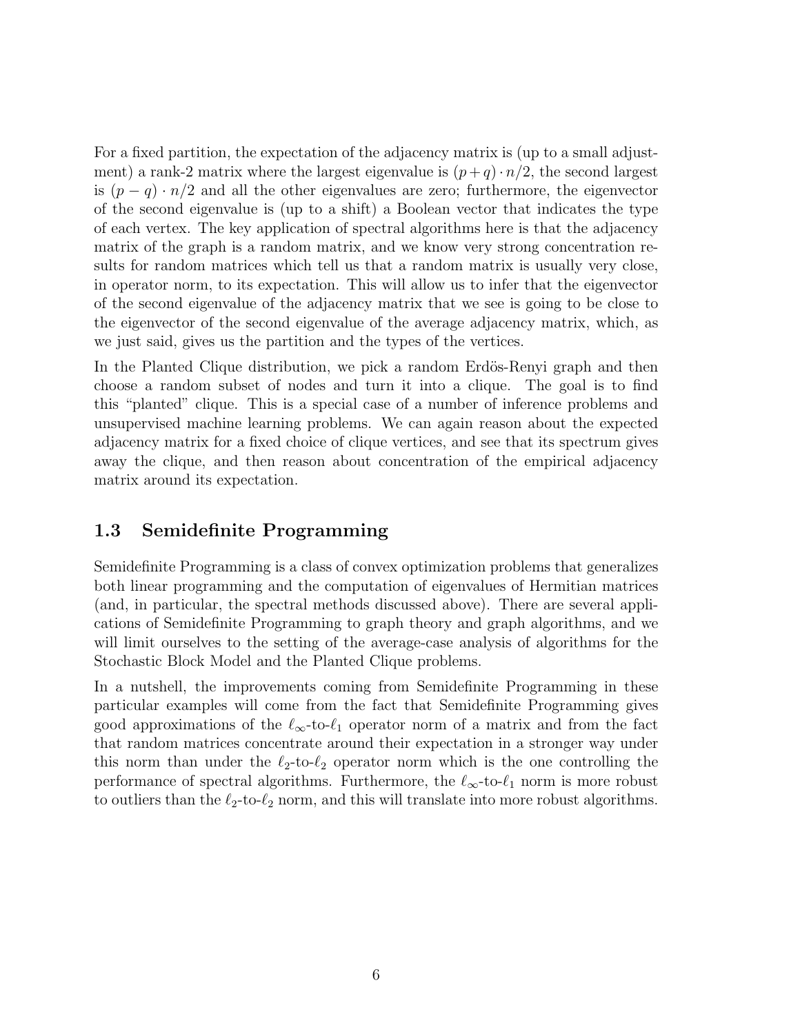For a fixed partition, the expectation of the adjacency matrix is (up to a small adjustment) a rank-2 matrix where the largest eigenvalue is $(p+q)\cdot n/2$, the second largest is $(p-q)\cdot n/2$ and all the other eigenvalues are zero; furthermore, the eigenvector of the second eigenvalue is (up to a shift) a Boolean vector that indicates the type of each vertex. The key application of spectral algorithms here is that the adjacency matrix of the graph is a random matrix, and we know very strong concentration results for random matrices which tell us that a random matrix is usually very close, in operator norm, to its expectation. This will allow us to infer that the eigenvector of the second eigenvalue of the adjacency matrix that we see is going to be close to the eigenvector of the second eigenvalue of the average adjacency matrix, which, as we just said, gives us the partition and the types of the vertices.

In the Planted Clique distribution, we pick a random Erdös-Renyi graph and then choose a random subset of nodes and turn it into a clique. The goal is to find this "planted" clique. This is a special case of a number of inference problems and unsupervised machine learning problems. We can again reason about the expected adjacency matrix for a fixed choice of clique vertices, and see that its spectrum gives away the clique, and then reason about concentration of the empirical adjacency matrix around its expectation.

### 1.3 Semidefinite Programming

Semidefinite Programming is a class of convex optimization problems that generalizes both linear programming and the computation of eigenvalues of Hermitian matrices (and, in particular, the spectral methods discussed above). There are several applications of Semidefinite Programming to graph theory and graph algorithms, and we will limit ourselves to the setting of the average-case analysis of algorithms for the Stochastic Block Model and the Planted Clique problems.

In a nutshell, the improvements coming from Semidefinite Programming in these particular examples will come from the fact that Semidefinite Programming gives good approximations of the $\ell_\infty$-to-$\ell_1$ operator norm of a matrix and from the fact that random matrices concentrate around their expectation in a stronger way under this norm than under the $\ell_2$-to-$\ell_2$ operator norm which is the one controlling the performance of spectral algorithms. Furthermore, the $\ell_\infty$-to-$\ell_1$ norm is more robust to outliers than the $\ell_2$-to-$\ell_2$ norm, and this will translate into more robust algorithms.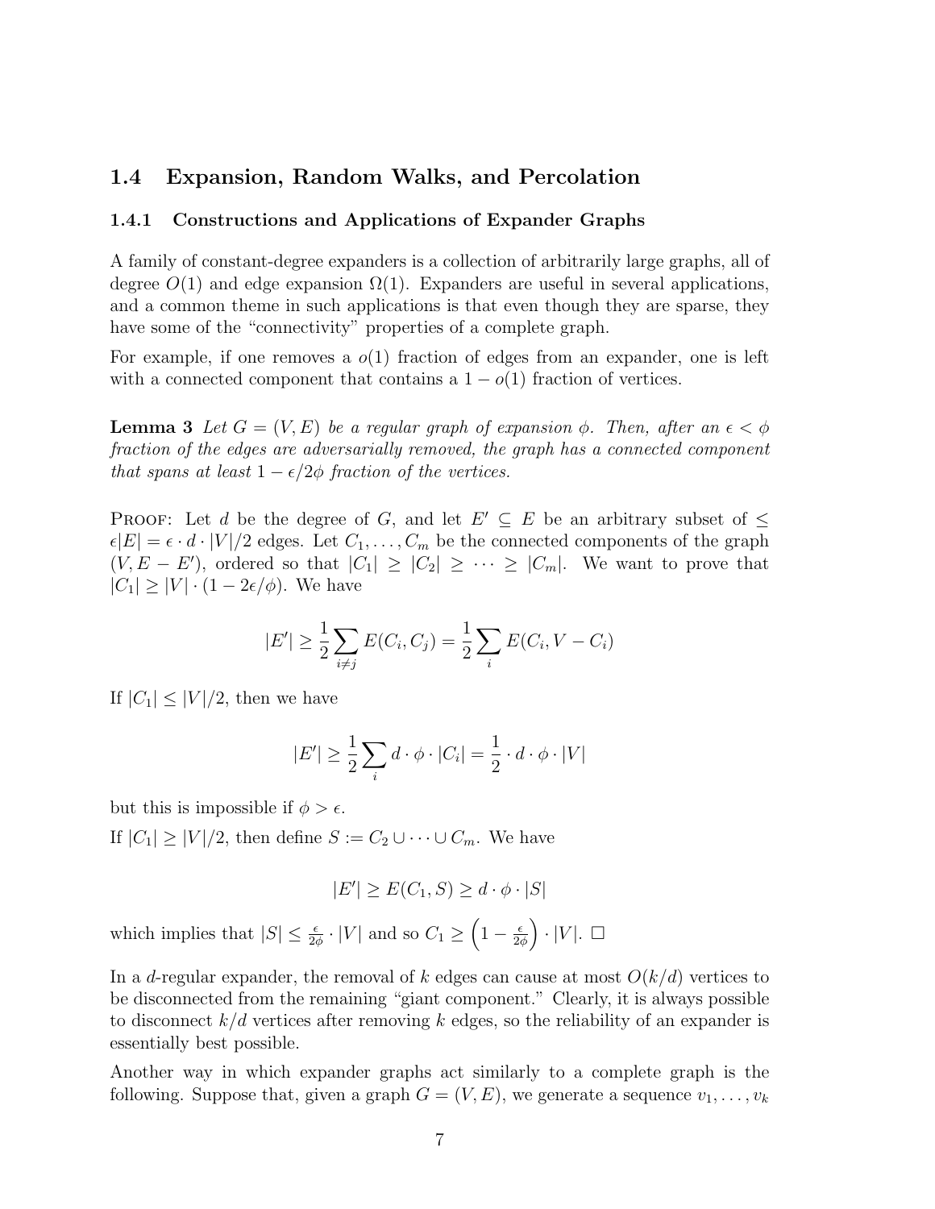## 1.4 Expansion, Random Walks, and Percolation

### 1.4.1 Constructions and Applications of Expander Graphs

A family of constant-degree expanders is a collection of arbitrarily large graphs, all of degree $O(1)$ and edge expansion $\Omega(1)$. Expanders are useful in several applications, and a common theme in such applications is that even though they are sparse, they have some of the "connectivity" properties of a complete graph.

For example, if one removes a $o(1)$ fraction of edges from an expander, one is left with a connected component that contains a $1 - o(1)$ fraction of vertices.

**Lemma 3** *Let $G = (V, E)$ be a regular graph of expansion $\phi$. Then, after an $\epsilon < \phi$ fraction of the edges are adversarially removed, the graph has a connected component that spans at least $1 - \epsilon/2\phi$ fraction of the vertices.*

Proof: Let $d$ be the degree of $G$, and let $E' \subseteq E$ be an arbitrary subset of $\leq \epsilon|E| = \epsilon \cdot d \cdot |V|/2$ edges. Let $C_1, \ldots, C_m$ be the connected components of the graph $(V, E - E')$, ordered so that $|C_1| \geq |C_2| \geq \cdots \geq |C_m|$. We want to prove that $|C_1| \geq |V| \cdot (1 - 2\epsilon/\phi)$. We have

$$|E'| \geq \frac{1}{2} \sum_{i \neq j} E(C_i, C_j) = \frac{1}{2} \sum_i E(C_i, V - C_i)$$

If $|C_1| \leq |V|/2$, then we have

$$|E'| \geq \frac{1}{2} \sum_i d \cdot \phi \cdot |C_i| = \frac{1}{2} \cdot d \cdot \phi \cdot |V|$$

but this is impossible if $\phi > \epsilon$.

If $|C_1| \geq |V|/2$, then define $S := C_2 \cup \cdots \cup C_m$. We have

$$|E'| \geq E(C_1, S) \geq d \cdot \phi \cdot |S|$$

which implies that $|S| \leq \frac{\epsilon}{2\phi} \cdot |V|$ and so $C_1 \geq \left(1 - \frac{\epsilon}{2\phi}\right) \cdot |V|$. □

In a $d$-regular expander, the removal of $k$ edges can cause at most $O(k/d)$ vertices to be disconnected from the remaining "giant component." Clearly, it is always possible to disconnect $k/d$ vertices after removing $k$ edges, so the reliability of an expander is essentially best possible.

Another way in which expander graphs act similarly to a complete graph is the following. Suppose that, given a graph $G = (V, E)$, we generate a sequence $v_1, \ldots, v_k$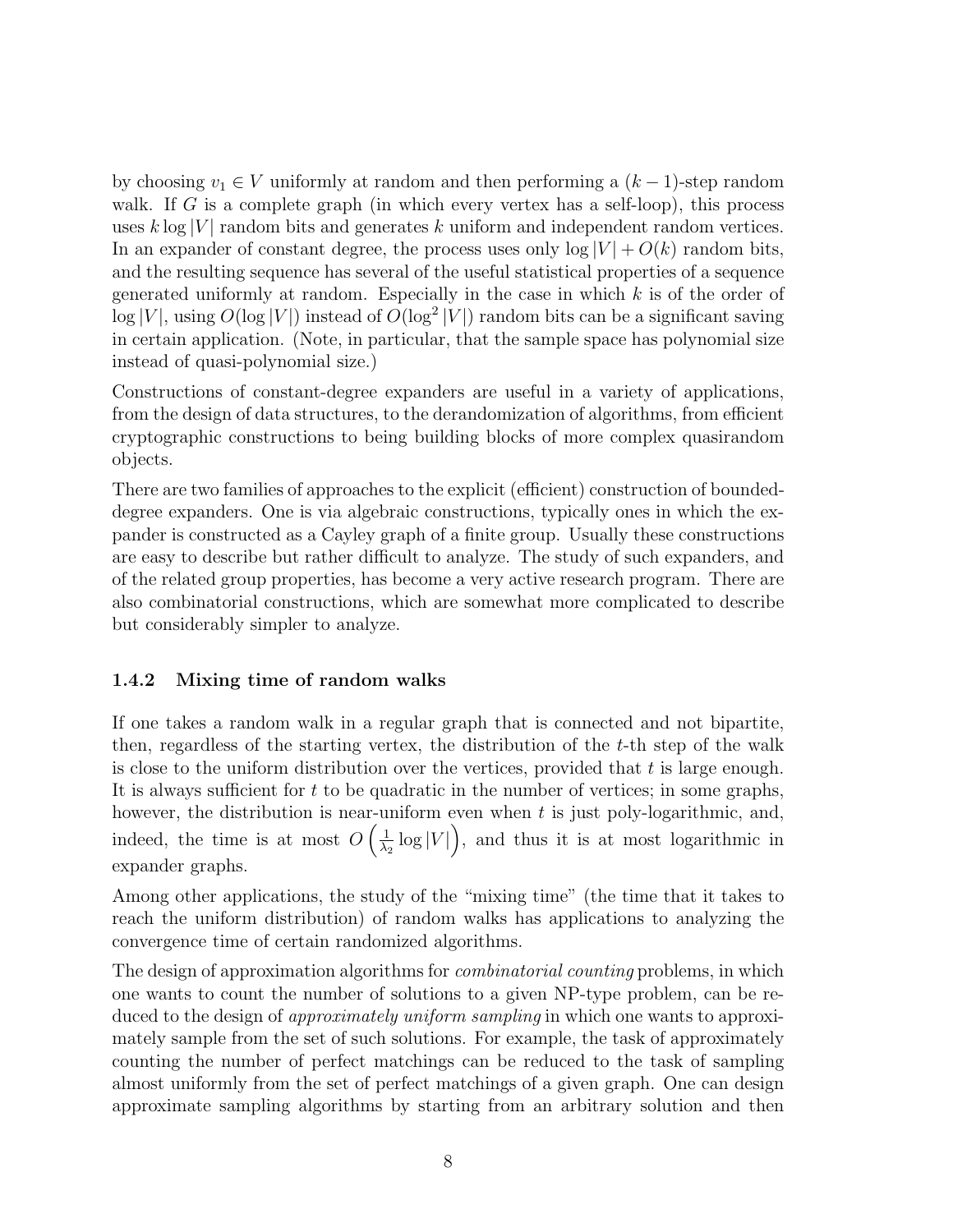by choosing $v_1 \in V$ uniformly at random and then performing a $(k-1)$-step random walk. If $G$ is a complete graph (in which every vertex has a self-loop), this process uses $k \log |V|$ random bits and generates $k$ uniform and independent random vertices. In an expander of constant degree, the process uses only $\log |V| + O(k)$ random bits, and the resulting sequence has several of the useful statistical properties of a sequence generated uniformly at random. Especially in the case in which $k$ is of the order of $\log |V|$, using $O(\log |V|)$ instead of $O(\log^2 |V|)$ random bits can be a significant saving in certain application. (Note, in particular, that the sample space has polynomial size instead of quasi-polynomial size.)

Constructions of constant-degree expanders are useful in a variety of applications, from the design of data structures, to the derandomization of algorithms, from efficient cryptographic constructions to being building blocks of more complex quasirandom objects.

There are two families of approaches to the explicit (efficient) construction of bounded-degree expanders. One is via algebraic constructions, typically ones in which the expander is constructed as a Cayley graph of a finite group. Usually these constructions are easy to describe but rather difficult to analyze. The study of such expanders, and of the related group properties, has become a very active research program. There are also combinatorial constructions, which are somewhat more complicated to describe but considerably simpler to analyze.

### 1.4.2 Mixing time of random walks

If one takes a random walk in a regular graph that is connected and not bipartite, then, regardless of the starting vertex, the distribution of the $t$-th step of the walk is close to the uniform distribution over the vertices, provided that $t$ is large enough. It is always sufficient for $t$ to be quadratic in the number of vertices; in some graphs, however, the distribution is near-uniform even when $t$ is just poly-logarithmic, and, indeed, the time is at most $O\left(\frac{1}{\lambda_2} \log |V|\right)$, and thus it is at most logarithmic in expander graphs.

Among other applications, the study of the "mixing time" (the time that it takes to reach the uniform distribution) of random walks has applications to analyzing the convergence time of certain randomized algorithms.

The design of approximation algorithms for *combinatorial counting* problems, in which one wants to count the number of solutions to a given NP-type problem, can be reduced to the design of *approximately uniform sampling* in which one wants to approximately sample from the set of such solutions. For example, the task of approximately counting the number of perfect matchings can be reduced to the task of sampling almost uniformly from the set of perfect matchings of a given graph. One can design approximate sampling algorithms by starting from an arbitrary solution and then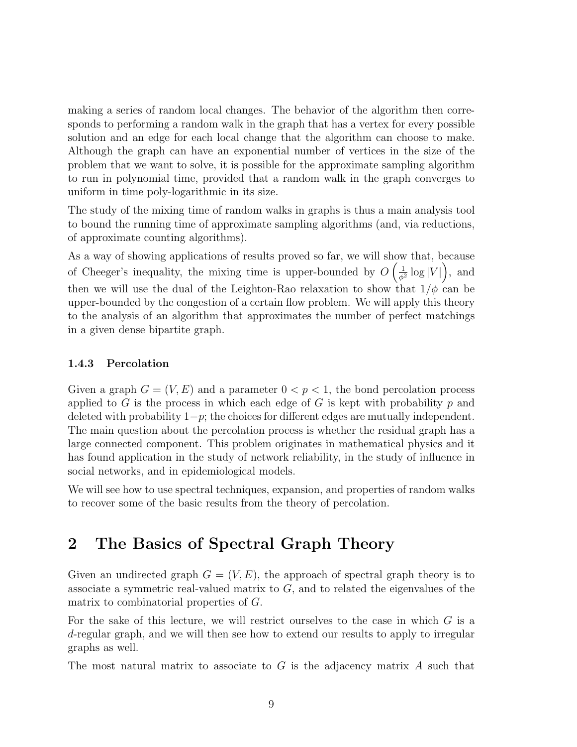making a series of random local changes. The behavior of the algorithm then corresponds to performing a random walk in the graph that has a vertex for every possible solution and an edge for each local change that the algorithm can choose to make. Although the graph can have an exponential number of vertices in the size of the problem that we want to solve, it is possible for the approximate sampling algorithm to run in polynomial time, provided that a random walk in the graph converges to uniform in time poly-logarithmic in its size.

The study of the mixing time of random walks in graphs is thus a main analysis tool to bound the running time of approximate sampling algorithms (and, via reductions, of approximate counting algorithms).

As a way of showing applications of results proved so far, we will show that, because of Cheeger's inequality, the mixing time is upper-bounded by $O\left(\frac{1}{\phi^2}\log|V|\right)$, and then we will use the dual of the Leighton-Rao relaxation to show that $1/\phi$ can be upper-bounded by the congestion of a certain flow problem. We will apply this theory to the analysis of an algorithm that approximates the number of perfect matchings in a given dense bipartite graph.

### 1.4.3 Percolation

Given a graph $G = (V, E)$ and a parameter $0 < p < 1$, the bond percolation process applied to $G$ is the process in which each edge of $G$ is kept with probability $p$ and deleted with probability $1-p$; the choices for different edges are mutually independent. The main question about the percolation process is whether the residual graph has a large connected component. This problem originates in mathematical physics and it has found application in the study of network reliability, in the study of influence in social networks, and in epidemiological models.

We will see how to use spectral techniques, expansion, and properties of random walks to recover some of the basic results from the theory of percolation.

# 2 The Basics of Spectral Graph Theory

Given an undirected graph $G = (V, E)$, the approach of spectral graph theory is to associate a symmetric real-valued matrix to $G$, and to related the eigenvalues of the matrix to combinatorial properties of $G$.

For the sake of this lecture, we will restrict ourselves to the case in which $G$ is a $d$-regular graph, and we will then see how to extend our results to apply to irregular graphs as well.

The most natural matrix to associate to $G$ is the adjacency matrix $A$ such that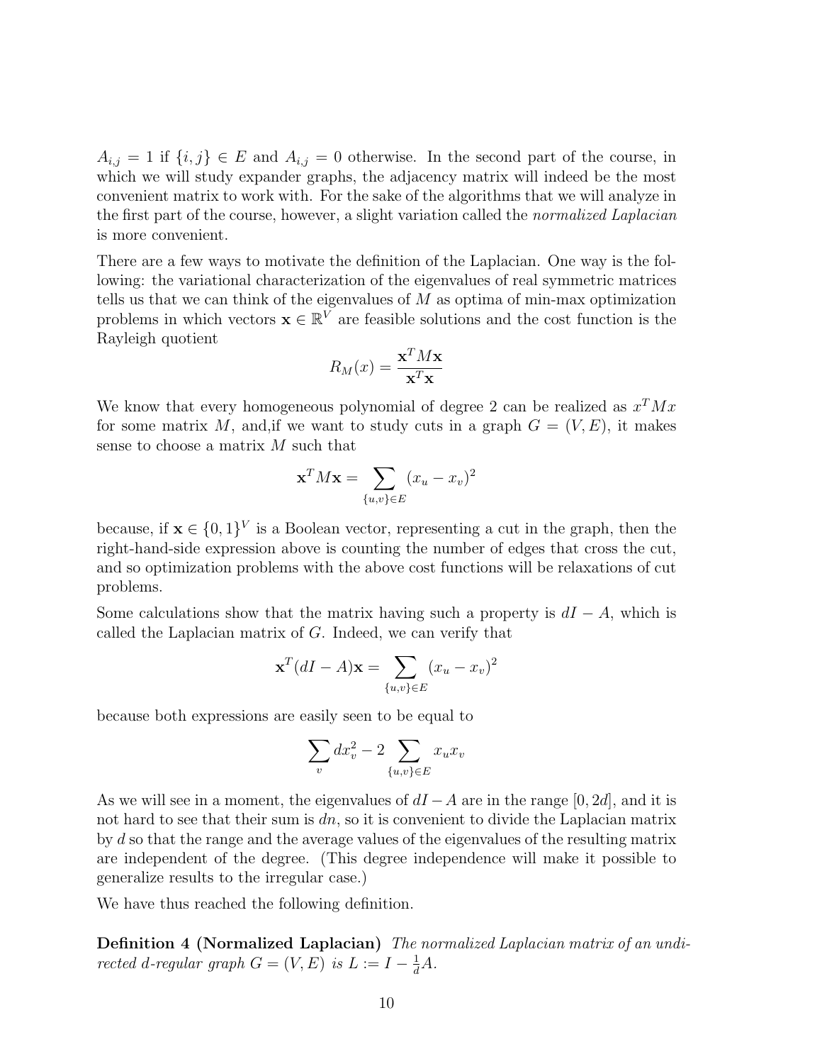$A_{i,j} = 1$ if $\{i,j\} \in E$ and $A_{i,j} = 0$ otherwise. In the second part of the course, in which we will study expander graphs, the adjacency matrix will indeed be the most convenient matrix to work with. For the sake of the algorithms that we will analyze in the first part of the course, however, a slight variation called the *normalized Laplacian* is more convenient.

There are a few ways to motivate the definition of the Laplacian. One way is the following: the variational characterization of the eigenvalues of real symmetric matrices tells us that we can think of the eigenvalues of $M$ as optima of min-max optimization problems in which vectors $\mathbf{x} \in \mathbb{R}^V$ are feasible solutions and the cost function is the Rayleigh quotient

$$R_M(x) = \frac{\mathbf{x}^T M \mathbf{x}}{\mathbf{x}^T \mathbf{x}}$$

We know that every homogeneous polynomial of degree 2 can be realized as $x^T M x$ for some matrix $M$, and,if we want to study cuts in a graph $G = (V, E)$, it makes sense to choose a matrix $M$ such that

$$\mathbf{x}^T M \mathbf{x} = \sum_{\{u,v\} \in E} (x_u - x_v)^2$$

because, if $\mathbf{x} \in \{0,1\}^V$ is a Boolean vector, representing a cut in the graph, then the right-hand-side expression above is counting the number of edges that cross the cut, and so optimization problems with the above cost functions will be relaxations of cut problems.

Some calculations show that the matrix having such a property is $dI - A$, which is called the Laplacian matrix of $G$. Indeed, we can verify that

$$\mathbf{x}^T (dI - A) \mathbf{x} = \sum_{\{u,v\} \in E} (x_u - x_v)^2$$

because both expressions are easily seen to be equal to

$$\sum_v d x_v^2 - 2 \sum_{\{u,v\} \in E} x_u x_v$$

As we will see in a moment, the eigenvalues of $dI - A$ are in the range $[0, 2d]$, and it is not hard to see that their sum is $dn$, so it is convenient to divide the Laplacian matrix by $d$ so that the range and the average values of the eigenvalues of the resulting matrix are independent of the degree. (This degree independence will make it possible to generalize results to the irregular case.)

We have thus reached the following definition.

**Definition 4 (Normalized Laplacian)** *The normalized Laplacian matrix of an undirected $d$-regular graph $G = (V, E)$ is $L := I - \frac{1}{d} A$.*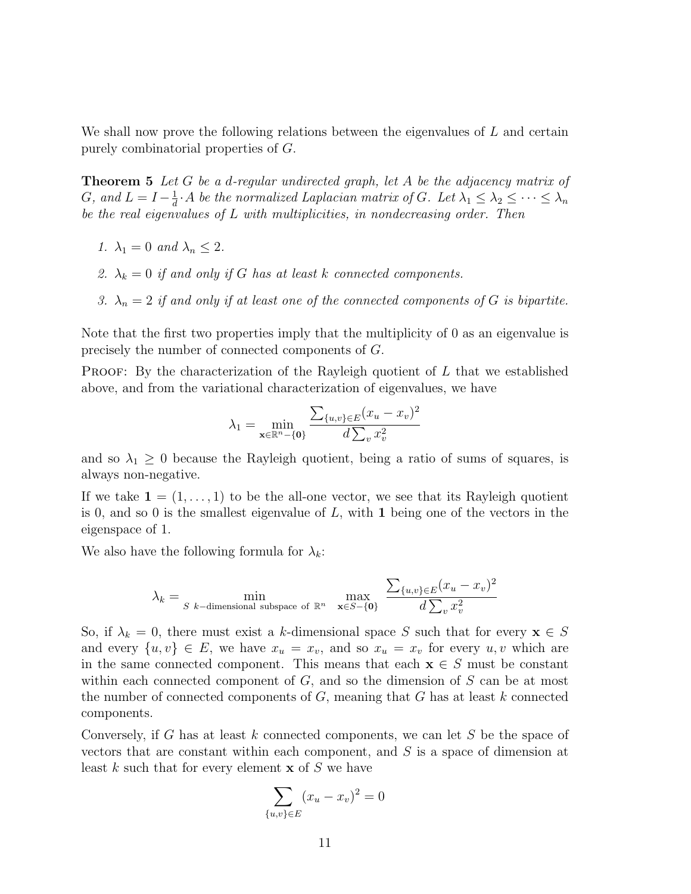We shall now prove the following relations between the eigenvalues of $L$ and certain purely combinatorial properties of $G$.

**Theorem 5** *Let $G$ be a $d$-regular undirected graph, let $A$ be the adjacency matrix of $G$, and $L = I - \frac{1}{d} \cdot A$ be the normalized Laplacian matrix of $G$. Let $\lambda_1 \leq \lambda_2 \leq \cdots \leq \lambda_n$ be the real eigenvalues of $L$ with multiplicities, in nondecreasing order. Then*

1. *$\lambda_1 = 0$ and $\lambda_n \leq 2$.*
2. *$\lambda_k = 0$ if and only if $G$ has at least $k$ connected components.*
3. *$\lambda_n = 2$ if and only if at least one of the connected components of $G$ is bipartite.*

Note that the first two properties imply that the multiplicity of 0 as an eigenvalue is precisely the number of connected components of $G$.

Proof: By the characterization of the Rayleigh quotient of $L$ that we established above, and from the variational characterization of eigenvalues, we have

$$\lambda_1 = \min_{\mathbf{x} \in \mathbb{R}^n - \{\mathbf{0}\}} \frac{\sum_{\{u,v\} \in E} (x_u - x_v)^2}{d \sum_v x_v^2}$$

and so $\lambda_1 \geq 0$ because the Rayleigh quotient, being a ratio of sums of squares, is always non-negative.

If we take $\mathbf{1} = (1, \ldots, 1)$ to be the all-one vector, we see that its Rayleigh quotient is 0, and so 0 is the smallest eigenvalue of $L$, with $\mathbf{1}$ being one of the vectors in the eigenspace of 1.

We also have the following formula for $\lambda_k$:

$$\lambda_k = \min_{S \ k\text{-dimensional subspace of } \mathbb{R}^n} \ \max_{\mathbf{x} \in S - \{\mathbf{0}\}} \frac{\sum_{\{u,v\} \in E} (x_u - x_v)^2}{d \sum_v x_v^2}$$

So, if $\lambda_k = 0$, there must exist a $k$-dimensional space $S$ such that for every $\mathbf{x} \in S$ and every $\{u, v\} \in E$, we have $x_u = x_v$, and so $x_u = x_v$ for every $u, v$ which are in the same connected component. This means that each $\mathbf{x} \in S$ must be constant within each connected component of $G$, and so the dimension of $S$ can be at most the number of connected components of $G$, meaning that $G$ has at least $k$ connected components.

Conversely, if $G$ has at least $k$ connected components, we can let $S$ be the space of vectors that are constant within each component, and $S$ is a space of dimension at least $k$ such that for every element $\mathbf{x}$ of $S$ we have

$$\sum_{\{u,v\} \in E} (x_u - x_v)^2 = 0$$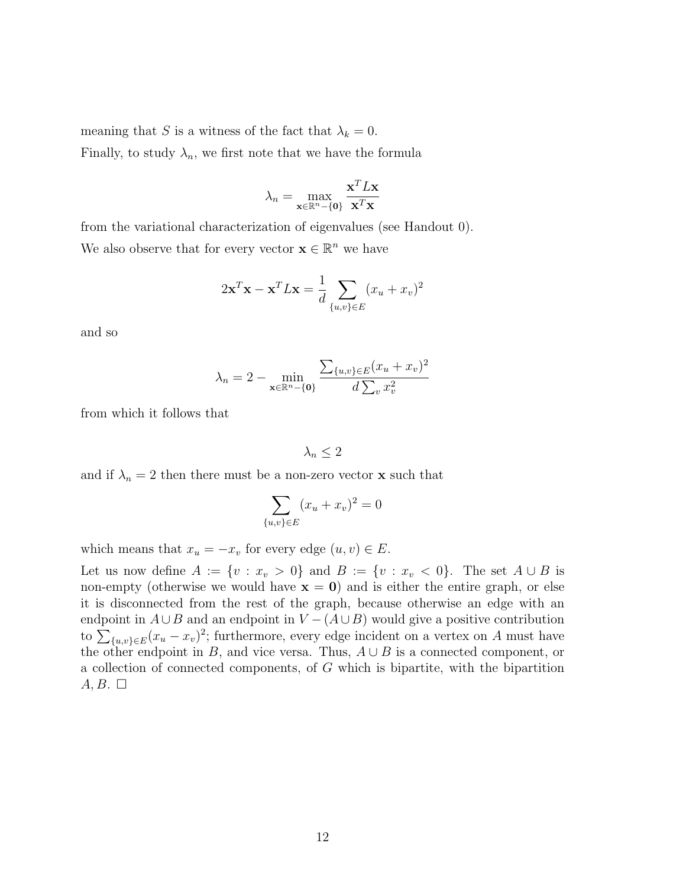meaning that $S$ is a witness of the fact that $\lambda_k = 0$.

Finally, to study $\lambda_n$, we first note that we have the formula

$$\lambda_n = \max_{\mathbf{x} \in \mathbb{R}^n - \{\mathbf{0}\}} \frac{\mathbf{x}^T L \mathbf{x}}{\mathbf{x}^T \mathbf{x}}$$

from the variational characterization of eigenvalues (see Handout 0).

We also observe that for every vector $\mathbf{x} \in \mathbb{R}^n$ we have

$$2\mathbf{x}^T \mathbf{x} - \mathbf{x}^T L \mathbf{x} = \frac{1}{d} \sum_{\{u,v\} \in E} (x_u + x_v)^2$$

and so

$$\lambda_n = 2 - \min_{\mathbf{x} \in \mathbb{R}^n - \{\mathbf{0}\}} \frac{\sum_{\{u,v\} \in E} (x_u + x_v)^2}{d \sum_v x_v^2}$$

from which it follows that

$$\lambda_n \leq 2$$

and if $\lambda_n = 2$ then there must be a non-zero vector $\mathbf{x}$ such that

$$\sum_{\{u,v\} \in E} (x_u + x_v)^2 = 0$$

which means that $x_u = -x_v$ for every edge $(u, v) \in E$.

Let us now define $A := \{v : x_v > 0\}$ and $B := \{v : x_v < 0\}$. The set $A \cup B$ is non-empty (otherwise we would have $\mathbf{x} = \mathbf{0}$) and is either the entire graph, or else it is disconnected from the rest of the graph, because otherwise an edge with an endpoint in $A \cup B$ and an endpoint in $V - (A \cup B)$ would give a positive contribution to $\sum_{\{u,v\} \in E} (x_u - x_v)^2$; furthermore, every edge incident on a vertex on $A$ must have the other endpoint in $B$, and vice versa. Thus, $A \cup B$ is a connected component, or a collection of connected components, of $G$ which is bipartite, with the bipartition $A, B$. $\square$